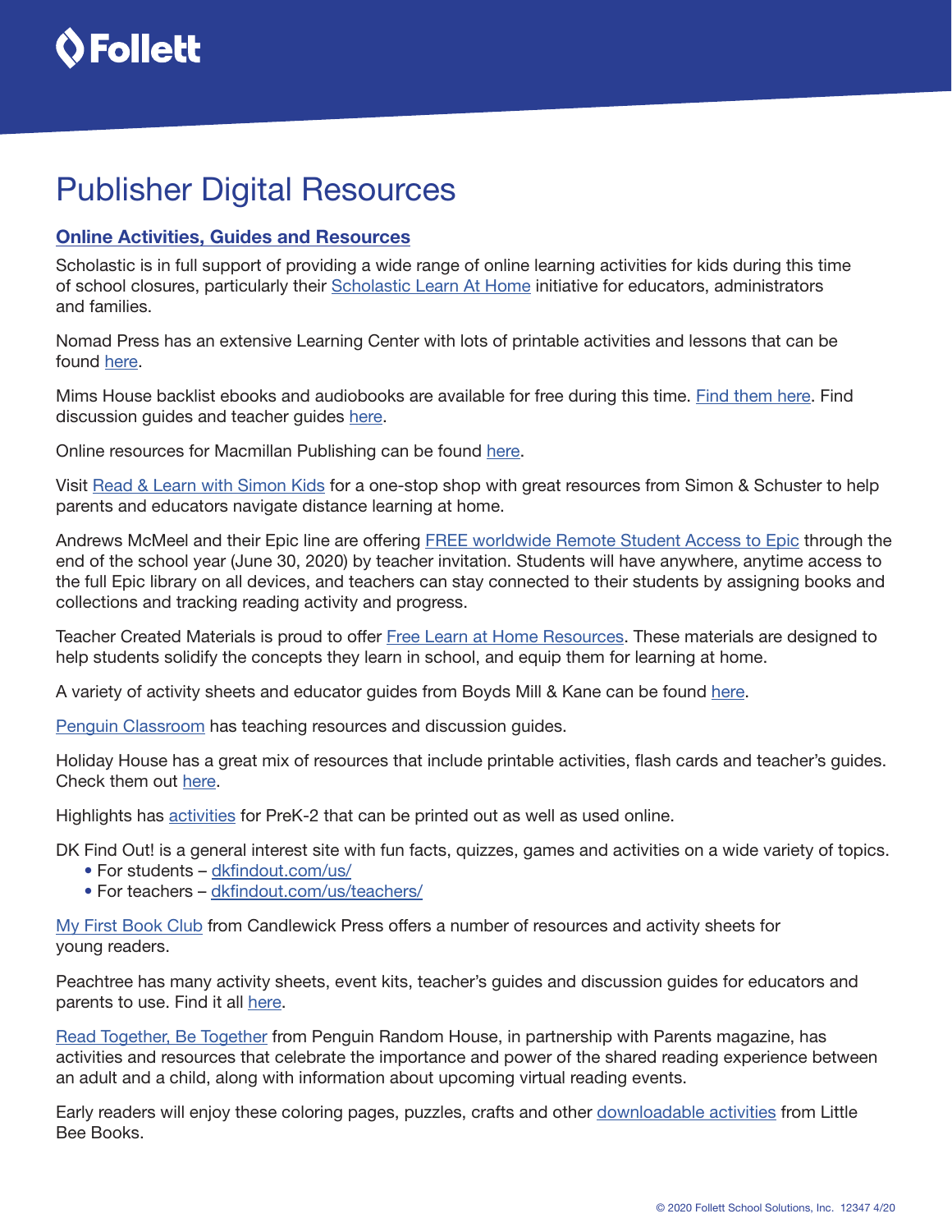# Publisher Digital Resources

## Online Activities, Guides and Resources

Scholastic is in full support of providing a wide range of online learning activities for kids during this time of school closures, particularly their Scholastic Learn At Home initiative for educators, administrators and families.

Nomad Press has an extensive Learning Center with lots of printable activities and lessons that can be found here.

Mims House backlist ebooks and audiobooks are available for free during this time. Find them here. Find discussion guides and teacher guides here.

Online resources for Macmillan Publishing can be found here.

Visit Read & Learn with Simon Kids for a one-stop shop with great resources from Simon & Schuster to help parents and educators navigate distance learning at home.

Andrews McMeel and their Epic line are offering FREE worldwide Remote Student Access to Epic through the end of the school year (June 30, 2020) by teacher invitation. Students will have anywhere, anytime access to the full Epic library on all devices, and teachers can stay connected to their students by assigning books and collections and tracking reading activity and progress.

Teacher Created Materials is proud to offer Free Learn at Home Resources. These materials are designed to help students solidify the concepts they learn in school, and equip them for learning at home.

A variety of activity sheets and educator guides from Boyds Mill & Kane can be found here.

Penguin Classroom has teaching resources and discussion guides.

Holiday House has a great mix of resources that include printable activities, flash cards and teacher's guides. Check them out here.

Highlights has activities for PreK-2 that can be printed out as well as used online.

DK Find Out! is a general interest site with fun facts, quizzes, games and activities on a wide variety of topics.

- For students – dkfindout.com/us/
- For teachers – dkfindout.com/us/teachers/

My First Book Club from Candlewick Press offers a number of resources and activity sheets for young readers.

Peachtree has many activity sheets, event kits, teacher's guides and discussion guides for educators and parents to use. Find it all here.

Read Together, Be Together from Penguin Random House, in partnership with Parents magazine, has activities and resources that celebrate the importance and power of the shared reading experience between an adult and a child, along with information about upcoming virtual reading events.

Early readers will enjoy these coloring pages, puzzles, crafts and other downloadable activities from Little Bee Books.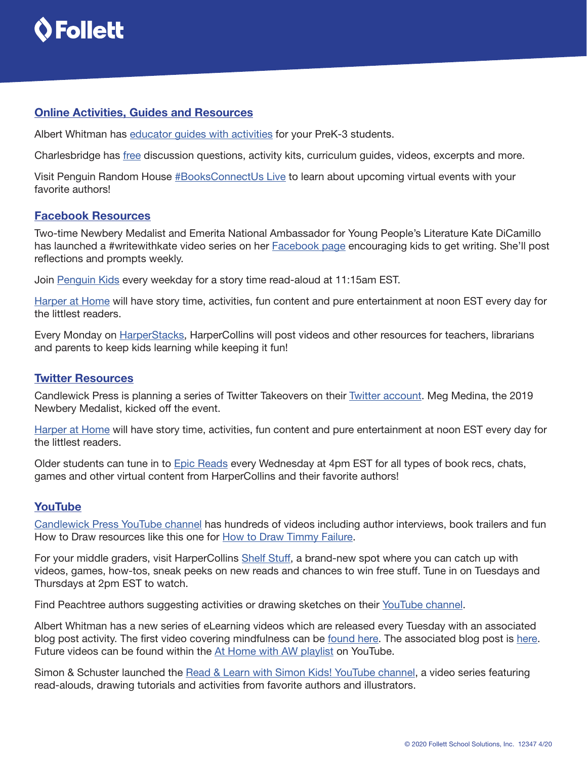## Online Activities, Guides and Resources

Albert Whitman has educator guides with activities for your PreK-3 students.

Charlesbridge has free discussion questions, activity kits, curriculum guides, videos, excerpts and more.

Visit Penguin Random House #BooksConnectUs Live to learn about upcoming virtual events with your favorite authors!

## Facebook Resources

Two-time Newbery Medalist and Emerita National Ambassador for Young People's Literature Kate DiCamillo has launched a #writewithkate video series on her Facebook page encouraging kids to get writing. She'll post reflections and prompts weekly.

Join Penguin Kids every weekday for a story time read-aloud at 11:15am EST.

Harper at Home will have story time, activities, fun content and pure entertainment at noon EST every day for the littlest readers.

Every Monday on HarperStacks, HarperCollins will post videos and other resources for teachers, librarians and parents to keep kids learning while keeping it fun!

## Twitter Resources

Candlewick Press is planning a series of Twitter Takeovers on their Twitter account. Meg Medina, the 2019 Newbery Medalist, kicked off the event.

Harper at Home will have story time, activities, fun content and pure entertainment at noon EST every day for the littlest readers.

Older students can tune in to Epic Reads every Wednesday at 4pm EST for all types of book recs, chats, games and other virtual content from HarperCollins and their favorite authors!

## YouTube

Candlewick Press YouTube channel has hundreds of videos including author interviews, book trailers and fun How to Draw resources like this one for How to Draw Timmy Failure.

For your middle graders, visit HarperCollins Shelf Stuff, a brand-new spot where you can catch up with videos, games, how-tos, sneak peeks on new reads and chances to win free stuff. Tune in on Tuesdays and Thursdays at 2pm EST to watch.

Find Peachtree authors suggesting activities or drawing sketches on their YouTube channel.

Albert Whitman has a new series of eLearning videos which are released every Tuesday with an associated blog post activity. The first video covering mindfulness can be found here. The associated blog post is here. Future videos can be found within the At Home with AW playlist on YouTube.

Simon & Schuster launched the Read & Learn with Simon Kids! YouTube channel, a video series featuring read-alouds, drawing tutorials and activities from favorite authors and illustrators.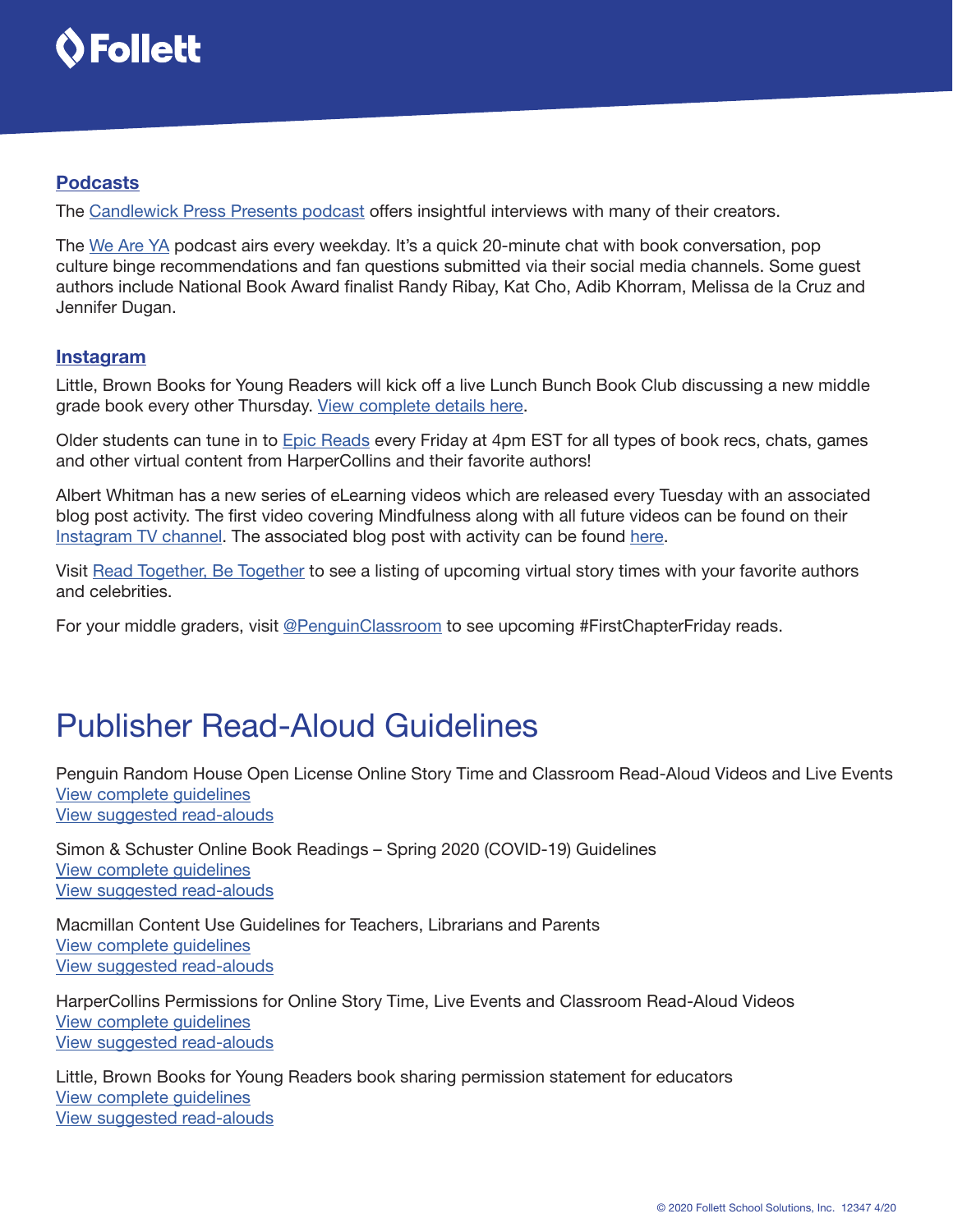## Podcasts

The Candlewick Press Presents podcast offers insightful interviews with many of their creators.

The We Are YA podcast airs every weekday. It's a quick 20-minute chat with book conversation, pop culture binge recommendations and fan questions submitted via their social media channels. Some guest authors include National Book Award finalist Randy Ribay, Kat Cho, Adib Khorram, Melissa de la Cruz and Jennifer Dugan.

## Instagram

Little, Brown Books for Young Readers will kick off a live Lunch Bunch Book Club discussing a new middle grade book every other Thursday. View complete details here.

Older students can tune in to Epic Reads every Friday at 4pm EST for all types of book recs, chats, games and other virtual content from HarperCollins and their favorite authors!

Albert Whitman has a new series of eLearning videos which are released every Tuesday with an associated blog post activity. The first video covering Mindfulness along with all future videos can be found on their Instagram TV channel. The associated blog post with activity can be found here.

Visit Read Together, Be Together to see a listing of upcoming virtual story times with your favorite authors and celebrities.

For your middle graders, visit @PenguinClassroom to see upcoming #FirstChapterFriday reads.

# Publisher Read-Aloud Guidelines

Penguin Random House Open License Online Story Time and Classroom Read-Aloud Videos and Live Events
View complete guidelines
View suggested read-alouds

Simon & Schuster Online Book Readings – Spring 2020 (COVID-19) Guidelines
View complete guidelines
View suggested read-alouds

Macmillan Content Use Guidelines for Teachers, Librarians and Parents
View complete guidelines
View suggested read-alouds

HarperCollins Permissions for Online Story Time, Live Events and Classroom Read-Aloud Videos
View complete guidelines
View suggested read-alouds

Little, Brown Books for Young Readers book sharing permission statement for educators
View complete guidelines
View suggested read-alouds

© 2020 Follett School Solutions, Inc. 12347 4/20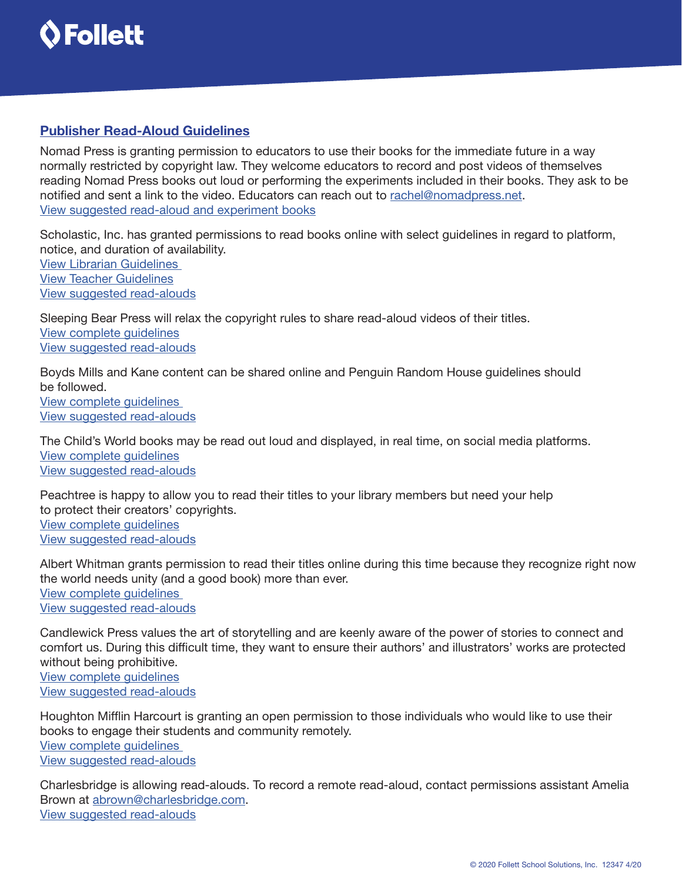## Publisher Read-Aloud Guidelines

Nomad Press is granting permission to educators to use their books for the immediate future in a way normally restricted by copyright law. They welcome educators to record and post videos of themselves reading Nomad Press books out loud or performing the experiments included in their books. They ask to be notified and sent a link to the video. Educators can reach out to rachel@nomadpress.net.
View suggested read-aloud and experiment books

Scholastic, Inc. has granted permissions to read books online with select guidelines in regard to platform, notice, and duration of availability.
View Librarian Guidelines
View Teacher Guidelines
View suggested read-alouds

Sleeping Bear Press will relax the copyright rules to share read-aloud videos of their titles.
View complete guidelines
View suggested read-alouds

Boyds Mills and Kane content can be shared online and Penguin Random House guidelines should be followed.
View complete guidelines
View suggested read-alouds

The Child's World books may be read out loud and displayed, in real time, on social media platforms.
View complete guidelines
View suggested read-alouds

Peachtree is happy to allow you to read their titles to your library members but need your help to protect their creators' copyrights.
View complete guidelines
View suggested read-alouds

Albert Whitman grants permission to read their titles online during this time because they recognize right now the world needs unity (and a good book) more than ever.
View complete guidelines
View suggested read-alouds

Candlewick Press values the art of storytelling and are keenly aware of the power of stories to connect and comfort us. During this difficult time, they want to ensure their authors' and illustrators' works are protected without being prohibitive.
View complete guidelines
View suggested read-alouds

Houghton Mifflin Harcourt is granting an open permission to those individuals who would like to use their books to engage their students and community remotely.
View complete guidelines
View suggested read-alouds

Charlesbridge is allowing read-alouds. To record a remote read-aloud, contact permissions assistant Amelia Brown at abrown@charlesbridge.com.
View suggested read-alouds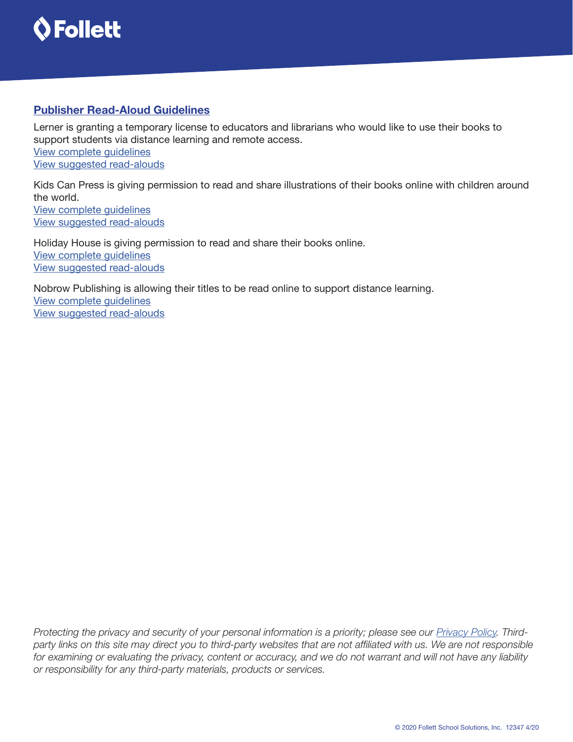## Publisher Read-Aloud Guidelines

Lerner is granting a temporary license to educators and librarians who would like to use their books to support students via distance learning and remote access.
View complete guidelines
View suggested read-alouds

Kids Can Press is giving permission to read and share illustrations of their books online with children around the world.
View complete guidelines
View suggested read-alouds

Holiday House is giving permission to read and share their books online.
View complete guidelines
View suggested read-alouds

Nobrow Publishing is allowing their titles to be read online to support distance learning.
View complete guidelines
View suggested read-alouds

*Protecting the privacy and security of your personal information is a priority; please see our Privacy Policy. Third-party links on this site may direct you to third-party websites that are not affiliated with us. We are not responsible for examining or evaluating the privacy, content or accuracy, and we do not warrant and will not have any liability or responsibility for any third-party materials, products or services.*

© 2020 Follett School Solutions, Inc. 12347 4/20